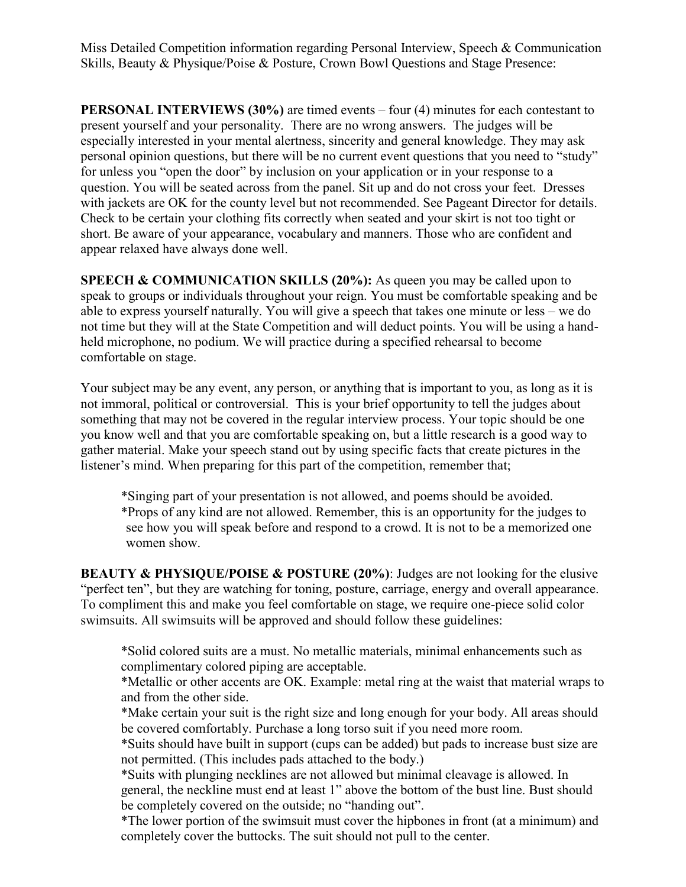Miss Detailed Competition information regarding Personal Interview, Speech & Communication Skills, Beauty & Physique/Poise & Posture, Crown Bowl Questions and Stage Presence:

**PERSONAL INTERVIEWS (30%)** are timed events – four (4) minutes for each contestant to present yourself and your personality. There are no wrong answers. The judges will be especially interested in your mental alertness, sincerity and general knowledge. They may ask personal opinion questions, but there will be no current event questions that you need to "study" for unless you "open the door" by inclusion on your application or in your response to a question. You will be seated across from the panel. Sit up and do not cross your feet. Dresses with jackets are OK for the county level but not recommended. See Pageant Director for details. Check to be certain your clothing fits correctly when seated and your skirt is not too tight or short. Be aware of your appearance, vocabulary and manners. Those who are confident and appear relaxed have always done well.

**SPEECH & COMMUNICATION SKILLS (20%):** As queen you may be called upon to speak to groups or individuals throughout your reign. You must be comfortable speaking and be able to express yourself naturally. You will give a speech that takes one minute or less – we do not time but they will at the State Competition and will deduct points. You will be using a hand-held microphone, no podium. We will practice during a specified rehearsal to become comfortable on stage.

Your subject may be any event, any person, or anything that is important to you, as long as it is not immoral, political or controversial. This is your brief opportunity to tell the judges about something that may not be covered in the regular interview process. Your topic should be one you know well and that you are comfortable speaking on, but a little research is a good way to gather material. Make your speech stand out by using specific facts that create pictures in the listener's mind. When preparing for this part of the competition, remember that;

*Singing part of your presentation is not allowed, and poems should be avoided.
*Props of any kind are not allowed. Remember, this is an opportunity for the judges to see how you will speak before and respond to a crowd. It is not to be a memorized one women show.

**BEAUTY & PHYSIQUE/POISE & POSTURE (20%)**: Judges are not looking for the elusive "perfect ten", but they are watching for toning, posture, carriage, energy and overall appearance. To compliment this and make you feel comfortable on stage, we require one-piece solid color swimsuits. All swimsuits will be approved and should follow these guidelines:

*Solid colored suits are a must. No metallic materials, minimal enhancements such as complimentary colored piping are acceptable.
*Metallic or other accents are OK. Example: metal ring at the waist that material wraps to and from the other side.
*Make certain your suit is the right size and long enough for your body. All areas should be covered comfortably. Purchase a long torso suit if you need more room.
*Suits should have built in support (cups can be added) but pads to increase bust size are not permitted. (This includes pads attached to the body.)
*Suits with plunging necklines are not allowed but minimal cleavage is allowed. In general, the neckline must end at least 1" above the bottom of the bust line. Bust should be completely covered on the outside; no "handing out".
*The lower portion of the swimsuit must cover the hipbones in front (at a minimum) and completely cover the buttocks. The suit should not pull to the center.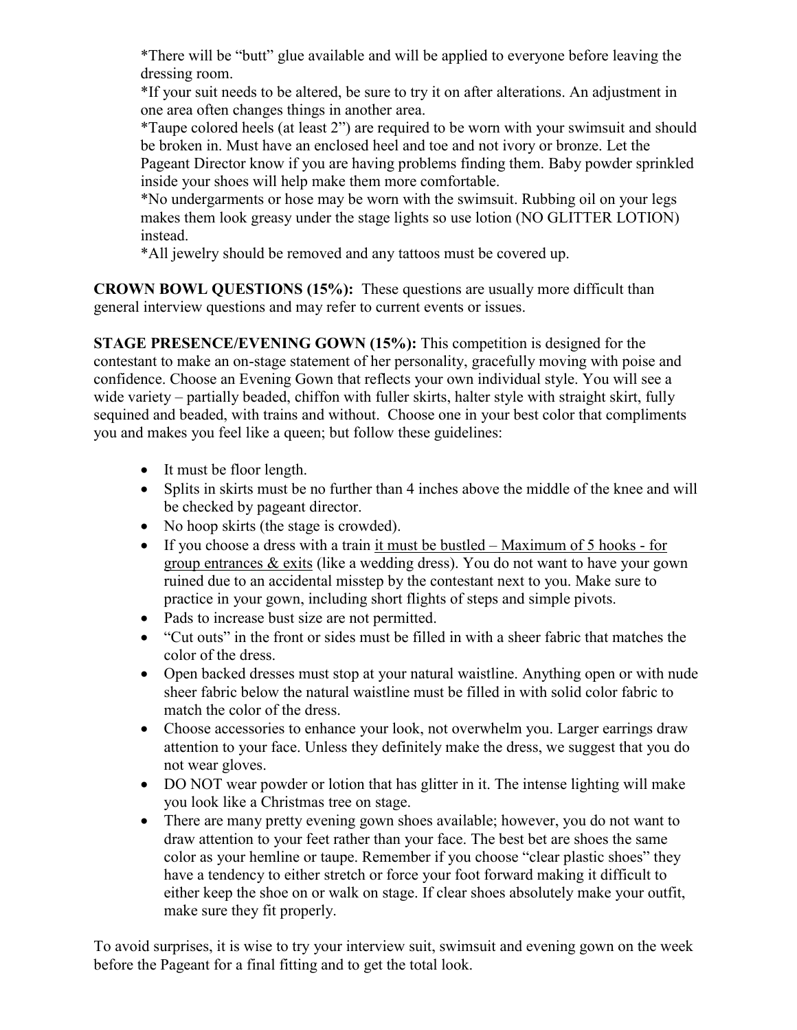*There will be “butt” glue available and will be applied to everyone before leaving the dressing room.

*If your suit needs to be altered, be sure to try it on after alterations. An adjustment in one area often changes things in another area.

*Taupe colored heels (at least 2”) are required to be worn with your swimsuit and should be broken in. Must have an enclosed heel and toe and not ivory or bronze. Let the Pageant Director know if you are having problems finding them. Baby powder sprinkled inside your shoes will help make them more comfortable.

*No undergarments or hose may be worn with the swimsuit. Rubbing oil on your legs makes them look greasy under the stage lights so use lotion (NO GLITTER LOTION) instead.

*All jewelry should be removed and any tattoos must be covered up.

**CROWN BOWL QUESTIONS (15%):** These questions are usually more difficult than general interview questions and may refer to current events or issues.

**STAGE PRESENCE/EVENING GOWN (15%):** This competition is designed for the contestant to make an on-stage statement of her personality, gracefully moving with poise and confidence. Choose an Evening Gown that reflects your own individual style. You will see a wide variety – partially beaded, chiffon with fuller skirts, halter style with straight skirt, fully sequined and beaded, with trains and without. Choose one in your best color that compliments you and makes you feel like a queen; but follow these guidelines:

- It must be floor length.
- Splits in skirts must be no further than 4 inches above the middle of the knee and will be checked by pageant director.
- No hoop skirts (the stage is crowded).
- If you choose a dress with a train <u>it must be bustled – Maximum of 5 hooks - for group entrances & exits</u> (like a wedding dress). You do not want to have your gown ruined due to an accidental misstep by the contestant next to you. Make sure to practice in your gown, including short flights of steps and simple pivots.
- Pads to increase bust size are not permitted.
- “Cut outs” in the front or sides must be filled in with a sheer fabric that matches the color of the dress.
- Open backed dresses must stop at your natural waistline. Anything open or with nude sheer fabric below the natural waistline must be filled in with solid color fabric to match the color of the dress.
- Choose accessories to enhance your look, not overwhelm you. Larger earrings draw attention to your face. Unless they definitely make the dress, we suggest that you do not wear gloves.
- DO NOT wear powder or lotion that has glitter in it. The intense lighting will make you look like a Christmas tree on stage.
- There are many pretty evening gown shoes available; however, you do not want to draw attention to your feet rather than your face. The best bet are shoes the same color as your hemline or taupe. Remember if you choose “clear plastic shoes” they have a tendency to either stretch or force your foot forward making it difficult to either keep the shoe on or walk on stage. If clear shoes absolutely make your outfit, make sure they fit properly.

To avoid surprises, it is wise to try your interview suit, swimsuit and evening gown on the week before the Pageant for a final fitting and to get the total look.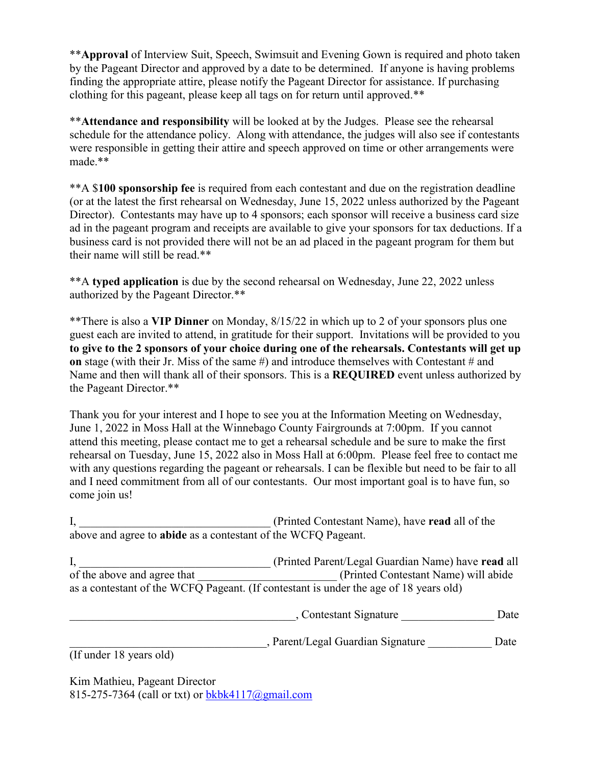**Approval** of Interview Suit, Speech, Swimsuit and Evening Gown is required and photo taken by the Pageant Director and approved by a date to be determined. If anyone is having problems finding the appropriate attire, please notify the Pageant Director for assistance. If purchasing clothing for this pageant, please keep all tags on for return until approved.**

**Attendance and responsibility** will be looked at by the Judges. Please see the rehearsal schedule for the attendance policy. Along with attendance, the judges will also see if contestants were responsible in getting their attire and speech approved on time or other arrangements were made.**

**A $**100 sponsorship fee** is required from each contestant and due on the registration deadline (or at the latest the first rehearsal on Wednesday, June 15, 2022 unless authorized by the Pageant Director). Contestants may have up to 4 sponsors; each sponsor will receive a business card size ad in the pageant program and receipts are available to give your sponsors for tax deductions. If a business card is not provided there will not be an ad placed in the pageant program for them but their name will still be read.**

**A **typed application** is due by the second rehearsal on Wednesday, June 22, 2022 unless authorized by the Pageant Director.**

**There is also a **VIP Dinner** on Monday, 8/15/22 in which up to 2 of your sponsors plus one guest each are invited to attend, in gratitude for their support. Invitations will be provided to you **to give to the 2 sponsors of your choice during one of the rehearsals. Contestants will get up on** stage (with their Jr. Miss of the same #) and introduce themselves with Contestant # and Name and then will thank all of their sponsors. This is a **REQUIRED** event unless authorized by the Pageant Director.**

Thank you for your interest and I hope to see you at the Information Meeting on Wednesday, June 1, 2022 in Moss Hall at the Winnebago County Fairgrounds at 7:00pm. If you cannot attend this meeting, please contact me to get a rehearsal schedule and be sure to make the first rehearsal on Tuesday, June 15, 2022 also in Moss Hall at 6:00pm. Please feel free to contact me with any questions regarding the pageant or rehearsals. I can be flexible but need to be fair to all and I need commitment from all of our contestants. Our most important goal is to have fun, so come join us!

I, _________________________________ (Printed Contestant Name), have **read** all of the above and agree to **abide** as a contestant of the WCFQ Pageant.

I, _________________________________ (Printed Parent/Legal Guardian Name) have **read** all of the above and agree that ________________________ (Printed Contestant Name) will abide as a contestant of the WCFQ Pageant. (If contestant is under the age of 18 years old)

_______________________________________, Contestant Signature ________________ Date

__________________________________, Parent/Legal Guardian Signature ___________ Date
(If under 18 years old)

Kim Mathieu, Pageant Director
815-275-7364 (call or txt) or bkbk4117@gmail.com